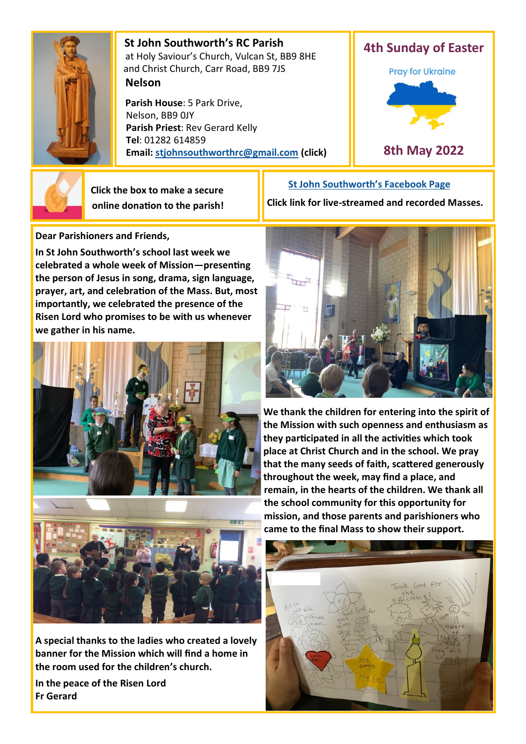## St John Southworth's RC Parish

at Holy Saviour's Church, Vulcan St, BB9 8HE
and Christ Church, Carr Road, BB9 7JS

**Nelson**

**Parish House**: 5 Park Drive, Nelson, BB9 0JY
**Parish Priest**: Rev Gerard Kelly
**Tel**: 01282 614859
**Email: stjohnsouthworthrc@gmail.com (click)**

## 4th Sunday of Easter

Pray for Ukraine

## 8th May 2022

Click the box to make a secure online donation to the parish!

**St John Southworth's Facebook Page**

**Click link for live-streamed and recorded Masses.**

**Dear Parishioners and Friends,**

**In St John Southworth's school last week we celebrated a whole week of Mission—presenting the person of Jesus in song, drama, sign language, prayer, art, and celebration of the Mass. But, most importantly, we celebrated the presence of the Risen Lord who promises to be with us whenever we gather in his name.**

**We thank the children for entering into the spirit of the Mission with such openness and enthusiasm as they participated in all the activities which took place at Christ Church and in the school. We pray that the many seeds of faith, scattered generously throughout the week, may find a place, and remain, in the hearts of the children. We thank all the school community for this opportunity for mission, and those parents and parishioners who came to the final Mass to show their support.**

**A special thanks to the ladies who created a lovely banner for the Mission which will find a home in the room used for the children's church.**

**In the peace of the Risen Lord**
**Fr Gerard**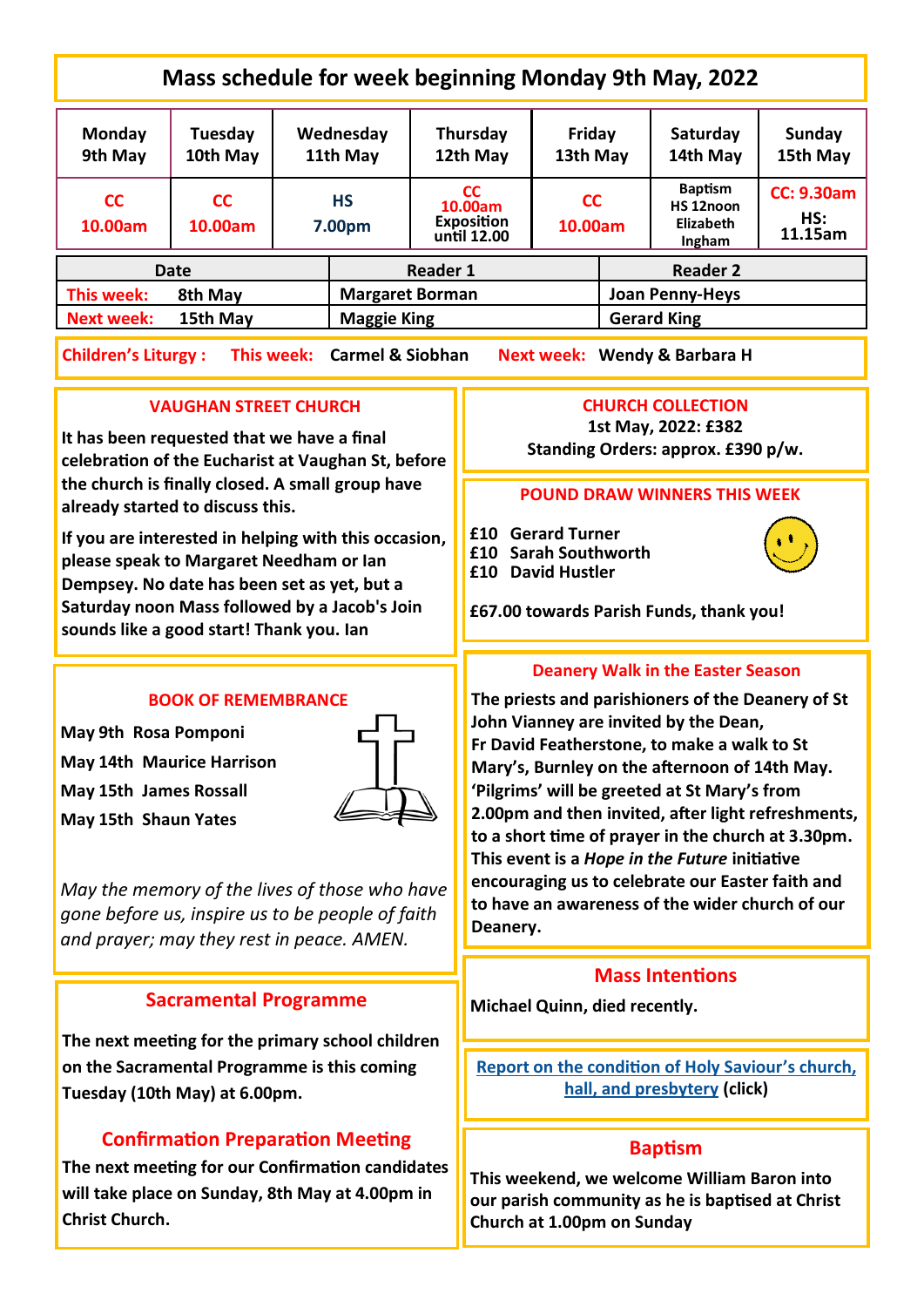## Mass schedule for week beginning Monday 9th May, 2022

| Monday 9th May | Tuesday 10th May | Wednesday 11th May | Thursday 12th May | Friday 13th May | Saturday 14th May | Sunday 15th May |
|---|---|---|---|---|---|---|
| CC 10.00am | CC 10.00am | HS 7.00pm | CC 10.00am Exposition until 12.00 | CC 10.00am | Baptism HS 12noon Elizabeth Ingham | CC: 9.30am HS: 11.15am |

| Date | | Reader 1 | Reader 2 |
|---|---|---|---|
| This week: | 8th May | Margaret Borman | Joan Penny-Heys |
| Next week: | 15th May | Maggie King | Gerard King |

**Children's Liturgy :** **This week:** Carmel & Siobhan **Next week:** Wendy & Barbara H

### VAUGHAN STREET CHURCH

**It has been requested that we have a final celebration of the Eucharist at Vaughan St, before the church is finally closed. A small group have already started to discuss this.**

**If you are interested in helping with this occasion, please speak to Margaret Needham or Ian Dempsey. No date has been set as yet, but a Saturday noon Mass followed by a Jacob's Join sounds like a good start! Thank you. Ian**

### BOOK OF REMEMBRANCE

**May 9th Rosa Pomponi**
**May 14th Maurice Harrison**
**May 15th James Rossall**
**May 15th Shaun Yates**

*May the memory of the lives of those who have gone before us, inspire us to be people of faith and prayer; may they rest in peace. AMEN.*

### Sacramental Programme

**The next meeting for the primary school children on the Sacramental Programme is this coming Tuesday (10th May) at 6.00pm.**

### Confirmation Preparation Meeting

**The next meeting for our Confirmation candidates will take place on Sunday, 8th May at 4.00pm in Christ Church.**

### CHURCH COLLECTION

**1st May, 2022: £382**
**Standing Orders: approx. £390 p/w.**

### POUND DRAW WINNERS THIS WEEK

**£10 Gerard Turner**
**£10 Sarah Southworth**
**£10 David Hustler**

**£67.00 towards Parish Funds, thank you!**

### Deanery Walk in the Easter Season

**The priests and parishioners of the Deanery of St John Vianney are invited by the Dean, Fr David Featherstone, to make a walk to St Mary's, Burnley on the afternoon of 14th May. 'Pilgrims' will be greeted at St Mary's from 2.00pm and then invited, after light refreshments, to a short time of prayer in the church at 3.30pm. This event is a *Hope in the Future* initiative encouraging us to celebrate our Easter faith and to have an awareness of the wider church of our Deanery.**

### Mass Intentions

**Michael Quinn, died recently.**

**Report on the condition of Holy Saviour's church, hall, and presbytery (click)**

### Baptism

**This weekend, we welcome William Baron into our parish community as he is baptised at Christ Church at 1.00pm on Sunday**